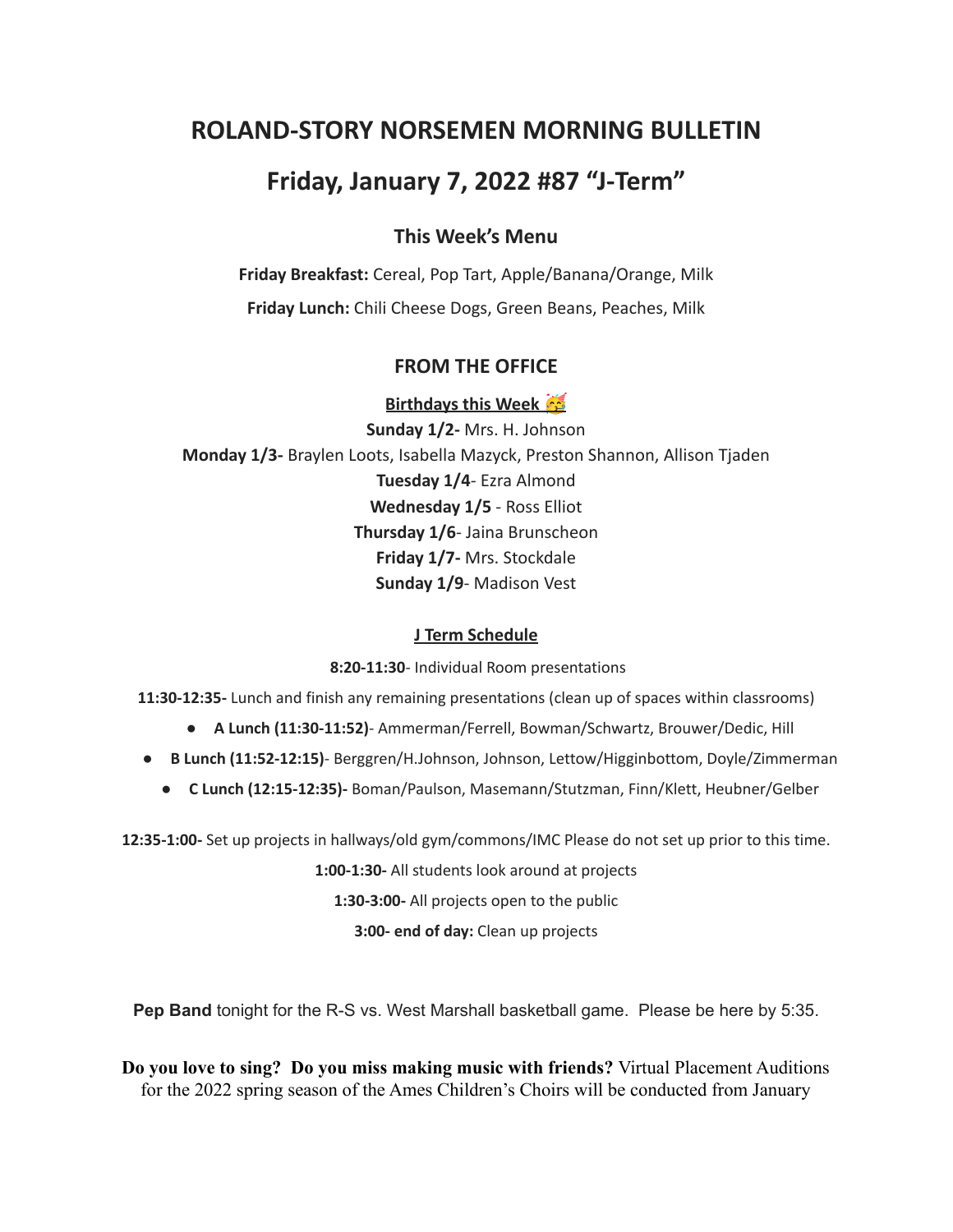# ROLAND-STORY NORSEMEN MORNING BULLETIN

# Friday, January 7, 2022 #87 "J-Term"

### This Week's Menu

**Friday Breakfast:** Cereal, Pop Tart, Apple/Banana/Orange, Milk

**Friday Lunch:** Chili Cheese Dogs, Green Beans, Peaches, Milk

### FROM THE OFFICE

**Birthdays this Week 🥳**

**Sunday 1/2-** Mrs. H. Johnson
**Monday 1/3-** Braylen Loots, Isabella Mazyck, Preston Shannon, Allison Tjaden
**Tuesday 1/4**- Ezra Almond
**Wednesday 1/5** - Ross Elliot
**Thursday 1/6**- Jaina Brunscheon
**Friday 1/7-** Mrs. Stockdale
**Sunday 1/9**- Madison Vest

**J Term Schedule**

**8:20-11:30**- Individual Room presentations

**11:30-12:35-** Lunch and finish any remaining presentations (clean up of spaces within classrooms)

- **A Lunch (11:30-11:52)**- Ammerman/Ferrell, Bowman/Schwartz, Brouwer/Dedic, Hill
- **B Lunch (11:52-12:15)**- Berggren/H.Johnson, Johnson, Lettow/Higginbottom, Doyle/Zimmerman
- **C Lunch (12:15-12:35)-** Boman/Paulson, Masemann/Stutzman, Finn/Klett, Heubner/Gelber

**12:35-1:00-** Set up projects in hallways/old gym/commons/IMC Please do not set up prior to this time.

**1:00-1:30-** All students look around at projects

**1:30-3:00-** All projects open to the public

**3:00- end of day:** Clean up projects

**Pep Band** tonight for the R-S vs. West Marshall basketball game. Please be here by 5:35.

**Do you love to sing? Do you miss making music with friends?** Virtual Placement Auditions for the 2022 spring season of the Ames Children's Choirs will be conducted from January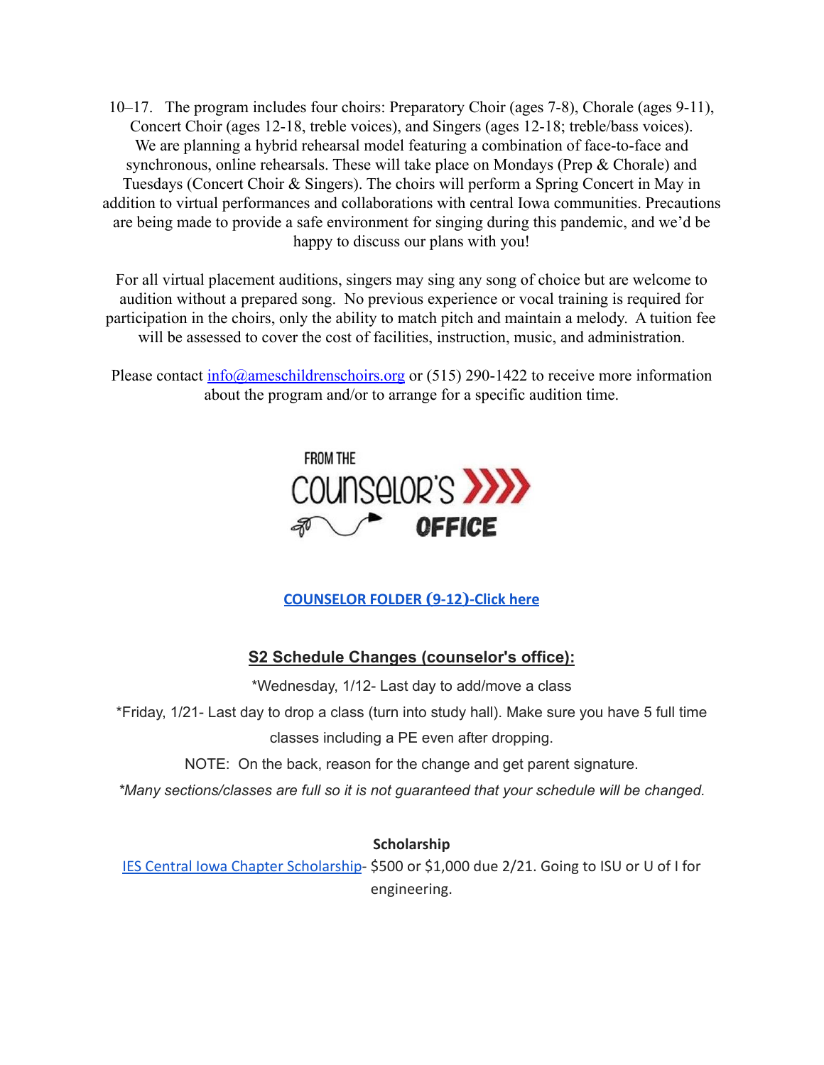10–17. The program includes four choirs: Preparatory Choir (ages 7-8), Chorale (ages 9-11), Concert Choir (ages 12-18, treble voices), and Singers (ages 12-18; treble/bass voices). We are planning a hybrid rehearsal model featuring a combination of face-to-face and synchronous, online rehearsals. These will take place on Mondays (Prep & Chorale) and Tuesdays (Concert Choir & Singers). The choirs will perform a Spring Concert in May in addition to virtual performances and collaborations with central Iowa communities. Precautions are being made to provide a safe environment for singing during this pandemic, and we'd be happy to discuss our plans with you!

For all virtual placement auditions, singers may sing any song of choice but are welcome to audition without a prepared song. No previous experience or vocal training is required for participation in the choirs, only the ability to match pitch and maintain a melody. A tuition fee will be assessed to cover the cost of facilities, instruction, music, and administration.

Please contact [info@ameschildrenschoirs.org](mailto:info@ameschildrenschoirs.org) or (515) 290-1422 to receive more information about the program and/or to arrange for a specific audition time.

FROM THE COUNSELOR'S OFFICE

[**COUNSELOR FOLDER (9-12)-Click here**]()

## S2 Schedule Changes (counselor's office):

*Wednesday, 1/12- Last day to add/move a class

*Friday, 1/21- Last day to drop a class (turn into study hall). Make sure you have 5 full time classes including a PE even after dropping.

NOTE: On the back, reason for the change and get parent signature.

*\*Many sections/classes are full so it is not guaranteed that your schedule will be changed.*

**Scholarship**

[IES Central Iowa Chapter Scholarship]()- $500 or $1,000 due 2/21. Going to ISU or U of I for engineering.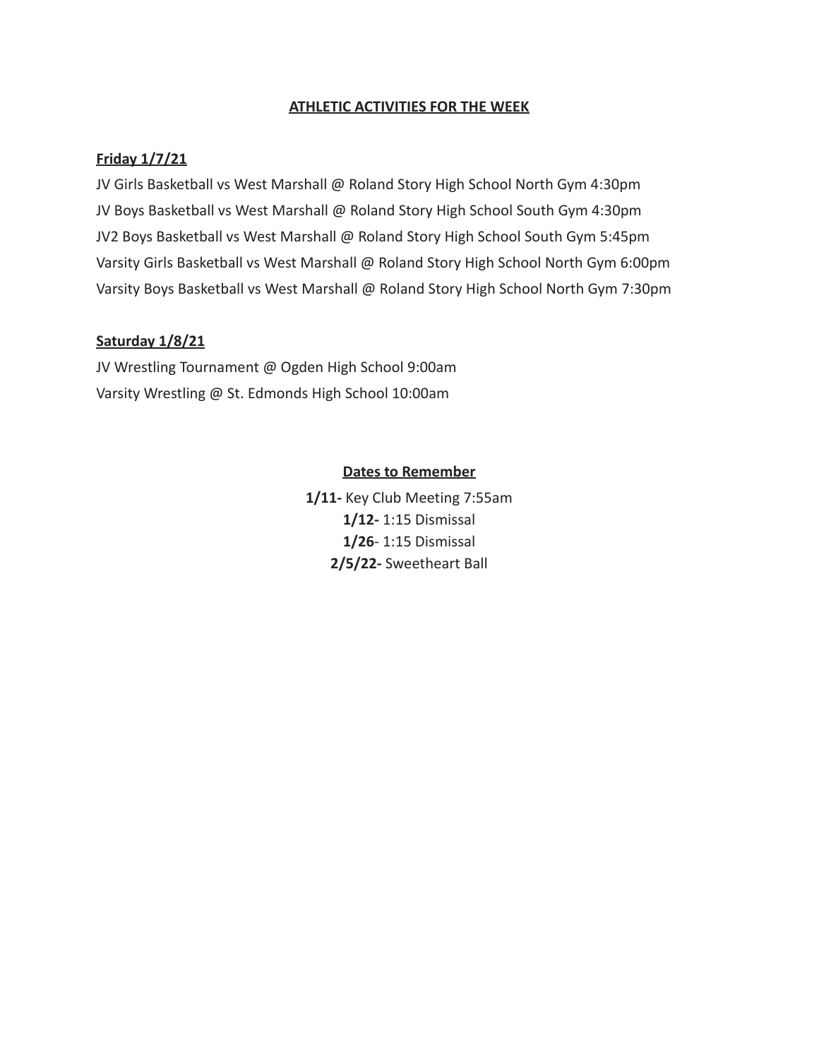**ATHLETIC ACTIVITIES FOR THE WEEK**

**Friday 1/7/21**

JV Girls Basketball vs West Marshall @ Roland Story High School North Gym 4:30pm
JV Boys Basketball vs West Marshall @ Roland Story High School South Gym 4:30pm
JV2 Boys Basketball vs West Marshall @ Roland Story High School South Gym 5:45pm
Varsity Girls Basketball vs West Marshall @ Roland Story High School North Gym 6:00pm
Varsity Boys Basketball vs West Marshall @ Roland Story High School North Gym 7:30pm

**Saturday 1/8/21**

JV Wrestling Tournament @ Ogden High School 9:00am
Varsity Wrestling @ St. Edmonds High School 10:00am

**Dates to Remember**

**1/11-** Key Club Meeting 7:55am
**1/12-** 1:15 Dismissal
**1/26**- 1:15 Dismissal
**2/5/22-** Sweetheart Ball